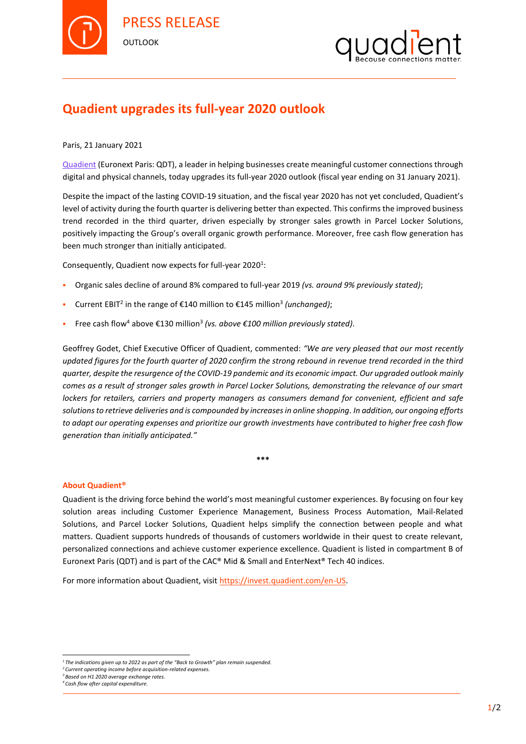PRESS RELEASE

OUTLOOK

# Quadient upgrades its full-year 2020 outlook

Paris, 21 January 2021

Quadient (Euronext Paris: QDT), a leader in helping businesses create meaningful customer connections through digital and physical channels, today upgrades its full-year 2020 outlook (fiscal year ending on 31 January 2021).

Despite the impact of the lasting COVID-19 situation, and the fiscal year 2020 has not yet concluded, Quadient's level of activity during the fourth quarter is delivering better than expected. This confirms the improved business trend recorded in the third quarter, driven especially by stronger sales growth in Parcel Locker Solutions, positively impacting the Group's overall organic growth performance. Moreover, free cash flow generation has been much stronger than initially anticipated.

Consequently, Quadient now expects for full-year 2020[1]:

- Organic sales decline of around 8% compared to full-year 2019 *(vs. around 9% previously stated)*;
- Current EBIT[2] in the range of €140 million to €145 million[3] *(unchanged)*;
- Free cash flow[4] above €130 million[3] *(vs. above €100 million previously stated)*.

Geoffrey Godet, Chief Executive Officer of Quadient, commented: *"We are very pleased that our most recently updated figures for the fourth quarter of 2020 confirm the strong rebound in revenue trend recorded in the third quarter, despite the resurgence of the COVID-19 pandemic and its economic impact. Our upgraded outlook mainly comes as a result of stronger sales growth in Parcel Locker Solutions, demonstrating the relevance of our smart lockers for retailers, carriers and property managers as consumers demand for convenient, efficient and safe solutions to retrieve deliveries and is compounded by increases in online shopping. In addition, our ongoing efforts to adapt our operating expenses and prioritize our growth investments have contributed to higher free cash flow generation than initially anticipated."*

\*\*\*

### About Quadient®

Quadient is the driving force behind the world's most meaningful customer experiences. By focusing on four key solution areas including Customer Experience Management, Business Process Automation, Mail-Related Solutions, and Parcel Locker Solutions, Quadient helps simplify the connection between people and what matters. Quadient supports hundreds of thousands of customers worldwide in their quest to create relevant, personalized connections and achieve customer experience excellence. Quadient is listed in compartment B of Euronext Paris (QDT) and is part of the CAC® Mid & Small and EnterNext® Tech 40 indices.

For more information about Quadient, visit https://invest.quadient.com/en-US.

---

[1] *The indications given up to 2022 as part of the "Back to Growth" plan remain suspended.*
[2] *Current operating income before acquisition-related expenses.*
[3] *Based on H1 2020 average exchange rates.*
[4] *Cash flow after capital expenditure.*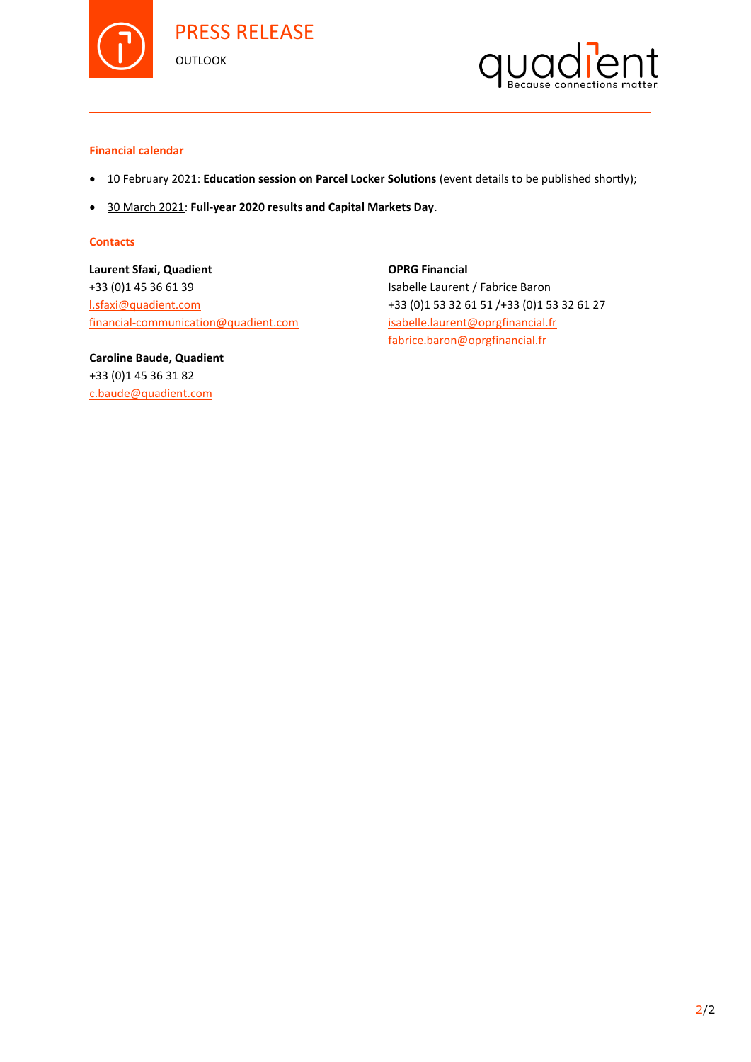#### Financial calendar

- 10 February 2021: **Education session on Parcel Locker Solutions** (event details to be published shortly);
- 30 March 2021: **Full-year 2020 results and Capital Markets Day**.

#### Contacts

**Laurent Sfaxi, Quadient**
+33 (0)1 45 36 61 39
l.sfaxi@quadient.com
financial-communication@quadient.com

**Caroline Baude, Quadient**
+33 (0)1 45 36 31 82
c.baude@quadient.com

**OPRG Financial**
Isabelle Laurent / Fabrice Baron
+33 (0)1 53 32 61 51 /+33 (0)1 53 32 61 27
isabelle.laurent@oprgfinancial.fr
fabrice.baron@oprgfinancial.fr